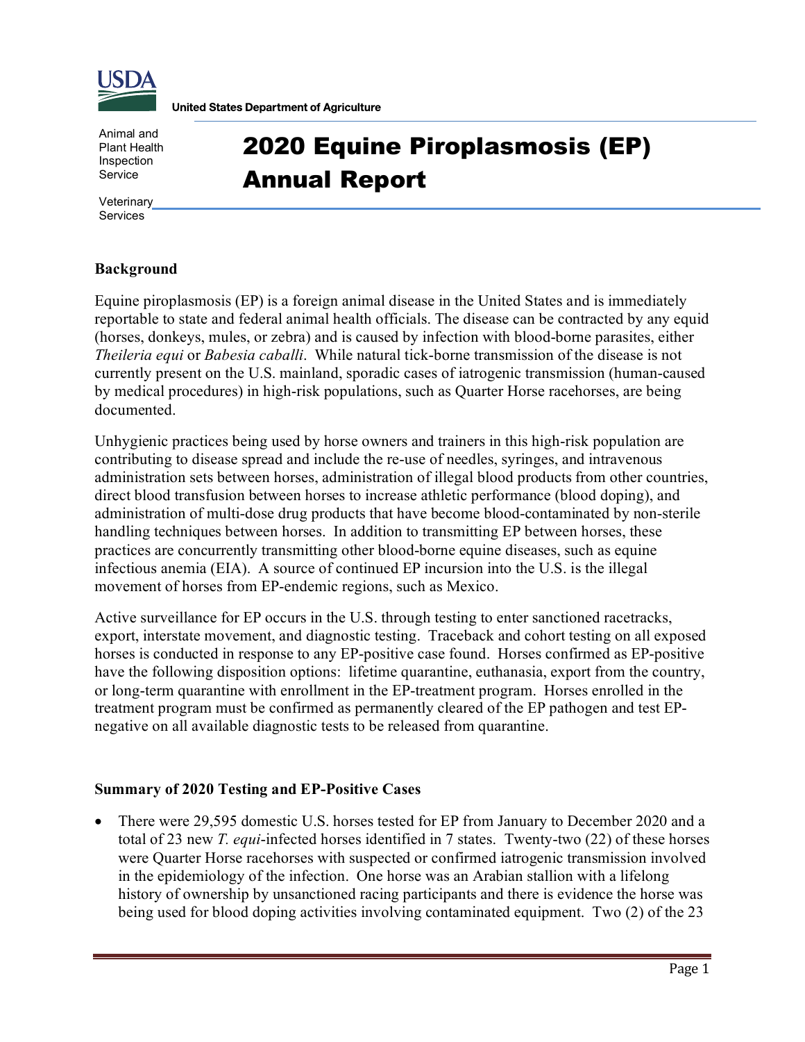United States Department of Agriculture

Animal and Plant Health Inspection Service

Veterinary Services

# 2020 Equine Piroplasmosis (EP) Annual Report

**Background**

Equine piroplasmosis (EP) is a foreign animal disease in the United States and is immediately reportable to state and federal animal health officials. The disease can be contracted by any equid (horses, donkeys, mules, or zebra) and is caused by infection with blood-borne parasites, either *Theileria equi* or *Babesia caballi*. While natural tick-borne transmission of the disease is not currently present on the U.S. mainland, sporadic cases of iatrogenic transmission (human-caused by medical procedures) in high-risk populations, such as Quarter Horse racehorses, are being documented.

Unhygienic practices being used by horse owners and trainers in this high-risk population are contributing to disease spread and include the re-use of needles, syringes, and intravenous administration sets between horses, administration of illegal blood products from other countries, direct blood transfusion between horses to increase athletic performance (blood doping), and administration of multi-dose drug products that have become blood-contaminated by non-sterile handling techniques between horses. In addition to transmitting EP between horses, these practices are concurrently transmitting other blood-borne equine diseases, such as equine infectious anemia (EIA). A source of continued EP incursion into the U.S. is the illegal movement of horses from EP-endemic regions, such as Mexico.

Active surveillance for EP occurs in the U.S. through testing to enter sanctioned racetracks, export, interstate movement, and diagnostic testing. Traceback and cohort testing on all exposed horses is conducted in response to any EP-positive case found. Horses confirmed as EP-positive have the following disposition options: lifetime quarantine, euthanasia, export from the country, or long-term quarantine with enrollment in the EP-treatment program. Horses enrolled in the treatment program must be confirmed as permanently cleared of the EP pathogen and test EP-negative on all available diagnostic tests to be released from quarantine.

**Summary of 2020 Testing and EP-Positive Cases**

- There were 29,595 domestic U.S. horses tested for EP from January to December 2020 and a total of 23 new *T. equi*-infected horses identified in 7 states. Twenty-two (22) of these horses were Quarter Horse racehorses with suspected or confirmed iatrogenic transmission involved in the epidemiology of the infection. One horse was an Arabian stallion with a lifelong history of ownership by unsanctioned racing participants and there is evidence the horse was being used for blood doping activities involving contaminated equipment. Two (2) of the 23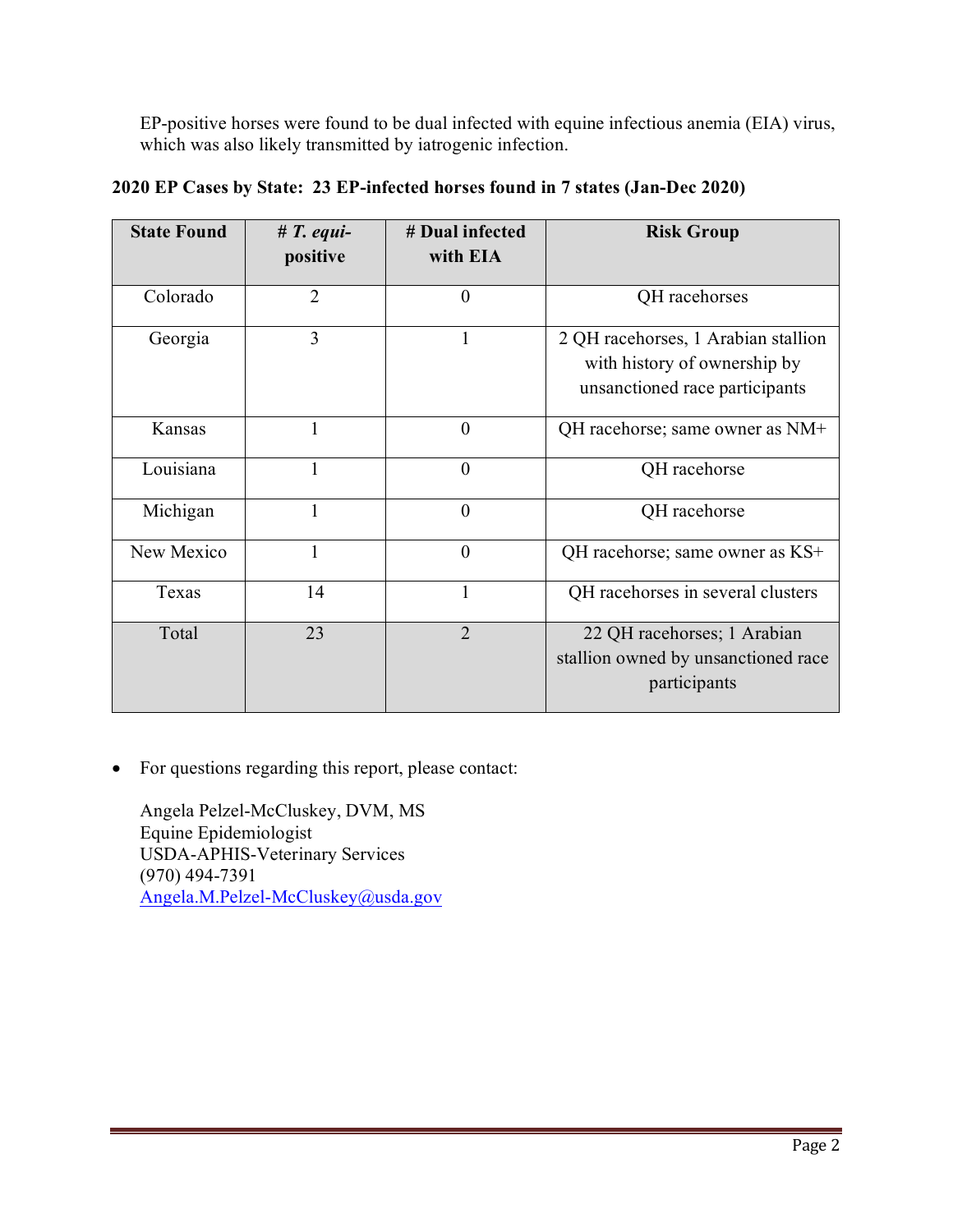EP-positive horses were found to be dual infected with equine infectious anemia (EIA) virus, which was also likely transmitted by iatrogenic infection.

**2020 EP Cases by State: 23 EP-infected horses found in 7 states (Jan-Dec 2020)**

| State Found | # *T. equi*-positive | # Dual infected with EIA | Risk Group |
|---|---|---|---|
| Colorado | 2 | 0 | QH racehorses |
| Georgia | 3 | 1 | 2 QH racehorses, 1 Arabian stallion with history of ownership by unsanctioned race participants |
| Kansas | 1 | 0 | QH racehorse; same owner as NM+ |
| Louisiana | 1 | 0 | QH racehorse |
| Michigan | 1 | 0 | QH racehorse |
| New Mexico | 1 | 0 | QH racehorse; same owner as KS+ |
| Texas | 14 | 1 | QH racehorses in several clusters |
| Total | 23 | 2 | 22 QH racehorses; 1 Arabian stallion owned by unsanctioned race participants |

- For questions regarding this report, please contact:

  Angela Pelzel-McCluskey, DVM, MS
  Equine Epidemiologist
  USDA-APHIS-Veterinary Services
  (970) 494-7391
  Angela.M.Pelzel-McCluskey@usda.gov